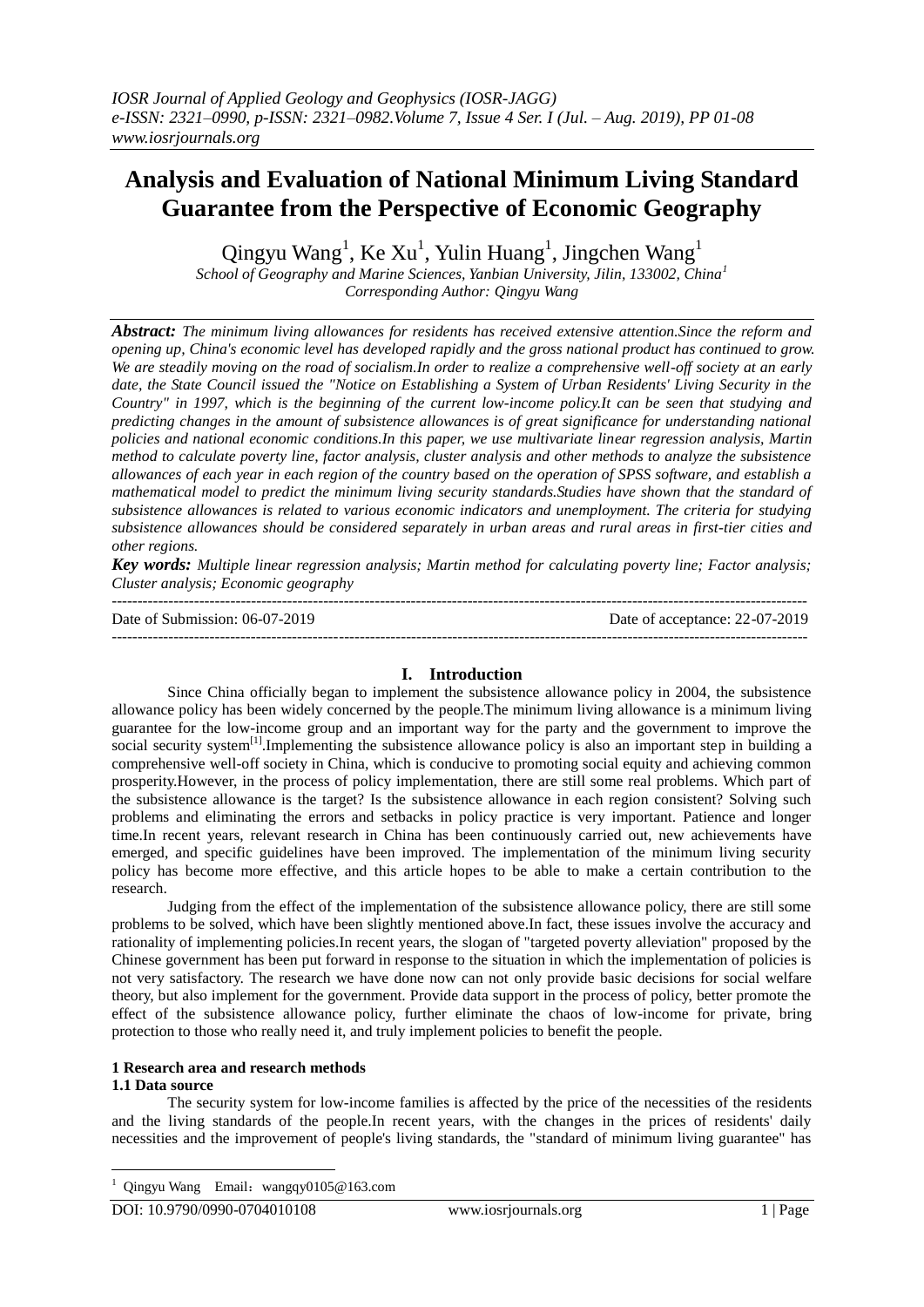# Analysis and Evaluation of National Minimum Living Standard Guarantee from the Perspective of Economic Geography

Qingyu Wang[1], Ke Xu[1], Yulin Huang[1], Jingchen Wang[1]

*School of Geography and Marine Sciences, Yanbian University, Jilin, 133002, China[1]*
*Corresponding Author: Qingyu Wang*

***Abstract:*** *The minimum living allowances for residents has received extensive attention.Since the reform and opening up, China's economic level has developed rapidly and the gross national product has continued to grow. We are steadily moving on the road of socialism.In order to realize a comprehensive well-off society at an early date, the State Council issued the "Notice on Establishing a System of Urban Residents' Living Security in the Country" in 1997, which is the beginning of the current low-income policy.It can be seen that studying and predicting changes in the amount of subsistence allowances is of great significance for understanding national policies and national economic conditions.In this paper, we use multivariate linear regression analysis, Martin method to calculate poverty line, factor analysis, cluster analysis and other methods to analyze the subsistence allowances of each year in each region of the country based on the operation of SPSS software, and establish a mathematical model to predict the minimum living security standards.Studies have shown that the standard of subsistence allowances is related to various economic indicators and unemployment. The criteria for studying subsistence allowances should be considered separately in urban areas and rural areas in first-tier cities and other regions.*

***Key words:*** *Multiple linear regression analysis; Martin method for calculating poverty line; Factor analysis; Cluster analysis; Economic geography*

---

Date of Submission: 06-07-2019 Date of acceptance: 22-07-2019

---

## I. Introduction

Since China officially began to implement the subsistence allowance policy in 2004, the subsistence allowance policy has been widely concerned by the people.The minimum living allowance is a minimum living guarantee for the low-income group and an important way for the party and the government to improve the social security system[1].Implementing the subsistence allowance policy is also an important step in building a comprehensive well-off society in China, which is conducive to promoting social equity and achieving common prosperity.However, in the process of policy implementation, there are still some real problems. Which part of the subsistence allowance is the target? Is the subsistence allowance in each region consistent? Solving such problems and eliminating the errors and setbacks in policy practice is very important. Patience and longer time.In recent years, relevant research in China has been continuously carried out, new achievements have emerged, and specific guidelines have been improved. The implementation of the minimum living security policy has become more effective, and this article hopes to be able to make a certain contribution to the research.

Judging from the effect of the implementation of the subsistence allowance policy, there are still some problems to be solved, which have been slightly mentioned above.In fact, these issues involve the accuracy and rationality of implementing policies.In recent years, the slogan of "targeted poverty alleviation" proposed by the Chinese government has been put forward in response to the situation in which the implementation of policies is not very satisfactory. The research we have done now can not only provide basic decisions for social welfare theory, but also implement for the government. Provide data support in the process of policy, better promote the effect of the subsistence allowance policy, further eliminate the chaos of low-income for private, bring protection to those who really need it, and truly implement policies to benefit the people.

### 1 Research area and research methods

#### 1.1 Data source

The security system for low-income families is affected by the price of the necessities of the residents and the living standards of the people.In recent years, with the changes in the prices of residents' daily necessities and the improvement of people's living standards, the "standard of minimum living guarantee" has

---

[1] Qingyu Wang Email：wangqy0105@163.com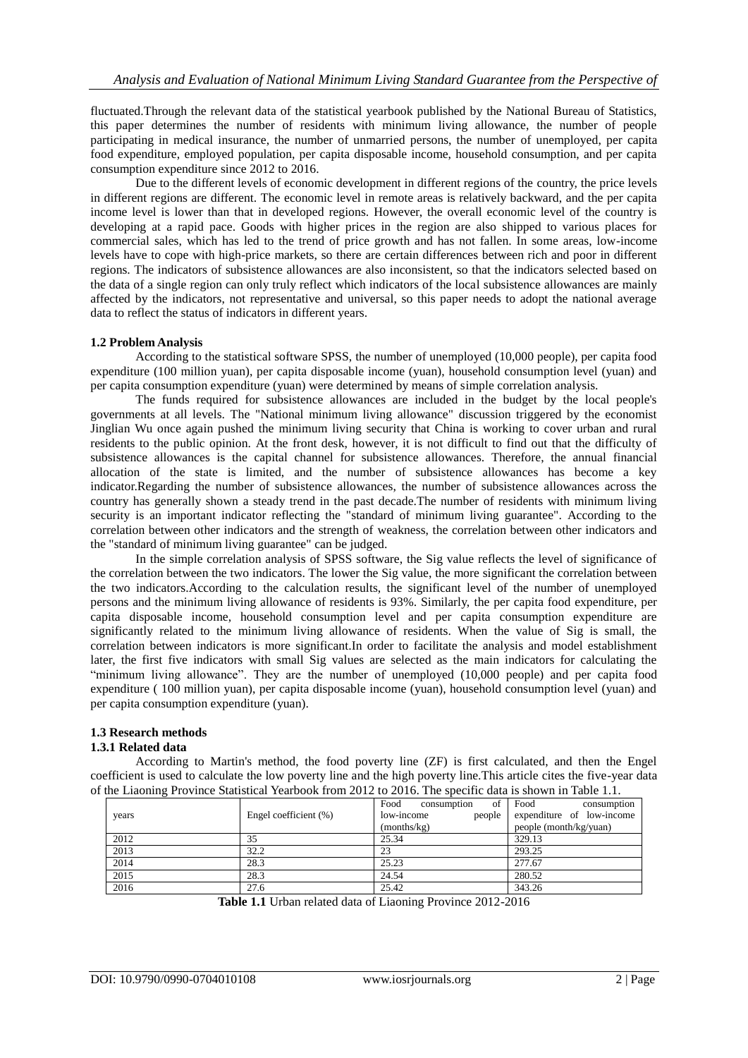fluctuated.Through the relevant data of the statistical yearbook published by the National Bureau of Statistics, this paper determines the number of residents with minimum living allowance, the number of people participating in medical insurance, the number of unmarried persons, the number of unemployed, per capita food expenditure, employed population, per capita disposable income, household consumption, and per capita consumption expenditure since 2012 to 2016.

Due to the different levels of economic development in different regions of the country, the price levels in different regions are different. The economic level in remote areas is relatively backward, and the per capita income level is lower than that in developed regions. However, the overall economic level of the country is developing at a rapid pace. Goods with higher prices in the region are also shipped to various places for commercial sales, which has led to the trend of price growth and has not fallen. In some areas, low-income levels have to cope with high-price markets, so there are certain differences between rich and poor in different regions. The indicators of subsistence allowances are also inconsistent, so that the indicators selected based on the data of a single region can only truly reflect which indicators of the local subsistence allowances are mainly affected by the indicators, not representative and universal, so this paper needs to adopt the national average data to reflect the status of indicators in different years.

### 1.2 Problem Analysis

According to the statistical software SPSS, the number of unemployed (10,000 people), per capita food expenditure (100 million yuan), per capita disposable income (yuan), household consumption level (yuan) and per capita consumption expenditure (yuan) were determined by means of simple correlation analysis.

The funds required for subsistence allowances are included in the budget by the local people's governments at all levels. The "National minimum living allowance" discussion triggered by the economist Jinglian Wu once again pushed the minimum living security that China is working to cover urban and rural residents to the public opinion. At the front desk, however, it is not difficult to find out that the difficulty of subsistence allowances is the capital channel for subsistence allowances. Therefore, the annual financial allocation of the state is limited, and the number of subsistence allowances has become a key indicator.Regarding the number of subsistence allowances, the number of subsistence allowances across the country has generally shown a steady trend in the past decade.The number of residents with minimum living security is an important indicator reflecting the "standard of minimum living guarantee". According to the correlation between other indicators and the strength of weakness, the correlation between other indicators and the "standard of minimum living guarantee" can be judged.

In the simple correlation analysis of SPSS software, the Sig value reflects the level of significance of the correlation between the two indicators. The lower the Sig value, the more significant the correlation between the two indicators.According to the calculation results, the significant level of the number of unemployed persons and the minimum living allowance of residents is 93%. Similarly, the per capita food expenditure, per capita disposable income, household consumption level and per capita consumption expenditure are significantly related to the minimum living allowance of residents. When the value of Sig is small, the correlation between indicators is more significant.In order to facilitate the analysis and model establishment later, the first five indicators with small Sig values are selected as the main indicators for calculating the "minimum living allowance". They are the number of unemployed (10,000 people) and per capita food expenditure ( 100 million yuan), per capita disposable income (yuan), household consumption level (yuan) and per capita consumption expenditure (yuan).

### 1.3 Research methods

#### 1.3.1 Related data

According to Martin's method, the food poverty line (ZF) is first calculated, and then the Engel coefficient is used to calculate the low poverty line and the high poverty line.This article cites the five-year data of the Liaoning Province Statistical Yearbook from 2012 to 2016. The specific data is shown in Table 1.1.

| years | Engel coefficient (%) | Food consumption of low-income people (months/kg) | Food consumption expenditure of low-income people (month/kg/yuan) |
|---|---|---|---|
| 2012 | 35 | 25.34 | 329.13 |
| 2013 | 32.2 | 23 | 293.25 |
| 2014 | 28.3 | 25.23 | 277.67 |
| 2015 | 28.3 | 24.54 | 280.52 |
| 2016 | 27.6 | 25.42 | 343.26 |

**Table 1.1** Urban related data of Liaoning Province 2012-2016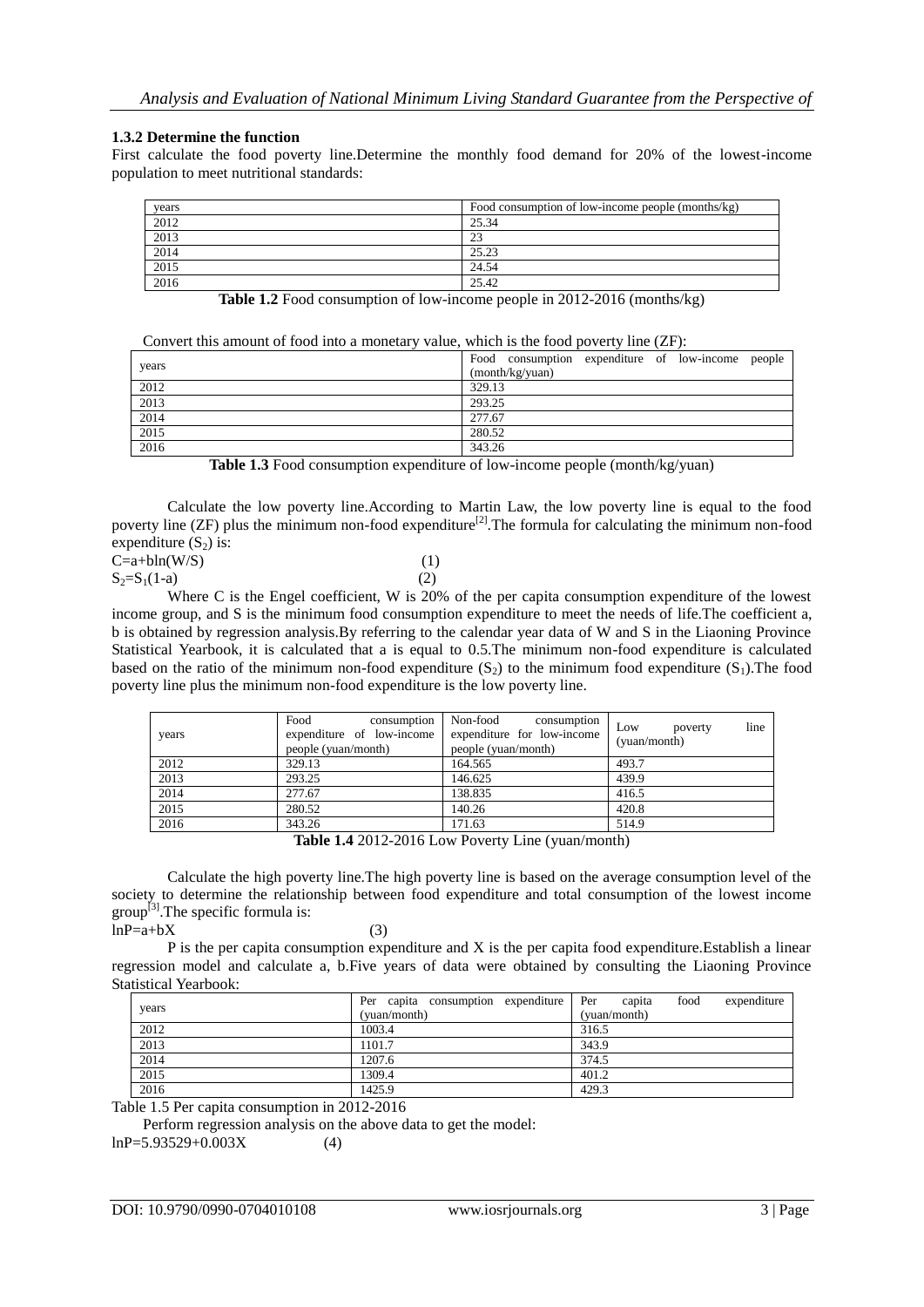### 1.3.2 Determine the function

First calculate the food poverty line.Determine the monthly food demand for 20% of the lowest-income population to meet nutritional standards:

| years | Food consumption of low-income people (months/kg) |
|---|---|
| 2012 | 25.34 |
| 2013 | 23 |
| 2014 | 25.23 |
| 2015 | 24.54 |
| 2016 | 25.42 |

**Table 1.2** Food consumption of low-income people in 2012-2016 (months/kg)

Convert this amount of food into a monetary value, which is the food poverty line (ZF):

| years | Food consumption expenditure of low-income people (month/kg/yuan) |
|---|---|
| 2012 | 329.13 |
| 2013 | 293.25 |
| 2014 | 277.67 |
| 2015 | 280.52 |
| 2016 | 343.26 |

**Table 1.3** Food consumption expenditure of low-income people (month/kg/yuan)

Calculate the low poverty line.According to Martin Law, the low poverty line is equal to the food poverty line (ZF) plus the minimum non-food expenditure[2].The formula for calculating the minimum non-food expenditure ($S_2$) is:

$$C=a+b\ln(W/S) \quad (1)$$

$$S_2=S_1(1-a) \quad (2)$$

Where C is the Engel coefficient, W is 20% of the per capita consumption expenditure of the lowest income group, and S is the minimum food consumption expenditure to meet the needs of life.The coefficient a, b is obtained by regression analysis.By referring to the calendar year data of W and S in the Liaoning Province Statistical Yearbook, it is calculated that a is equal to 0.5.The minimum non-food expenditure is calculated based on the ratio of the minimum non-food expenditure ($S_2$) to the minimum food expenditure ($S_1$).The food poverty line plus the minimum non-food expenditure is the low poverty line.

| years | Food consumption expenditure of low-income people (yuan/month) | Non-food consumption expenditure for low-income people (yuan/month) | Low poverty line (yuan/month) |
|---|---|---|---|
| 2012 | 329.13 | 164.565 | 493.7 |
| 2013 | 293.25 | 146.625 | 439.9 |
| 2014 | 277.67 | 138.835 | 416.5 |
| 2015 | 280.52 | 140.26 | 420.8 |
| 2016 | 343.26 | 171.63 | 514.9 |

**Table 1.4** 2012-2016 Low Poverty Line (yuan/month)

Calculate the high poverty line.The high poverty line is based on the average consumption level of the society to determine the relationship between food expenditure and total consumption of the lowest income group[3].The specific formula is:

$$\ln P=a+bX \quad (3)$$

P is the per capita consumption expenditure and X is the per capita food expenditure.Establish a linear regression model and calculate a, b.Five years of data were obtained by consulting the Liaoning Province Statistical Yearbook:

| years | Per capita consumption expenditure (yuan/month) | Per capita food expenditure (yuan/month) |
|---|---|---|
| 2012 | 1003.4 | 316.5 |
| 2013 | 1101.7 | 343.9 |
| 2014 | 1207.6 | 374.5 |
| 2015 | 1309.4 | 401.2 |
| 2016 | 1425.9 | 429.3 |

Table 1.5 Per capita consumption in 2012-2016

Perform regression analysis on the above data to get the model:

$$\ln P=5.93529+0.003X \quad (4)$$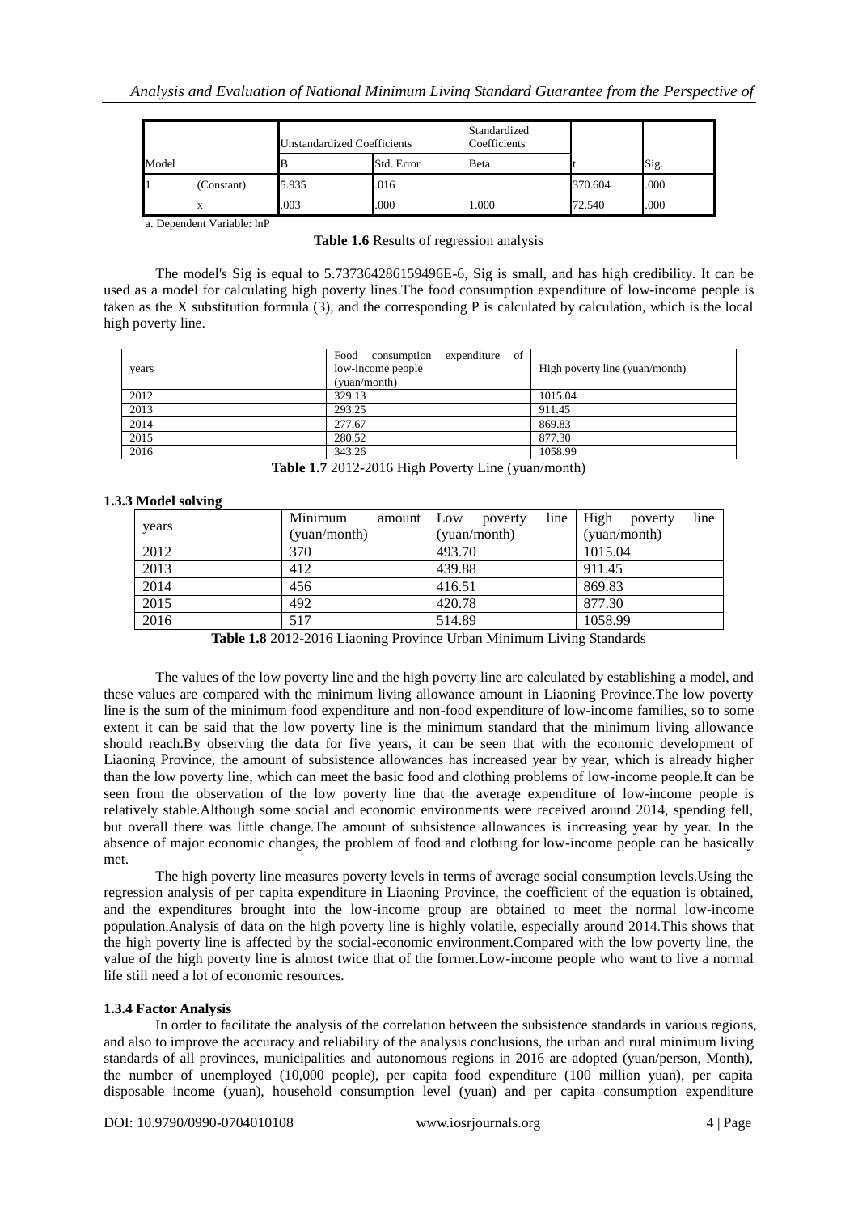| Model | | Unstandardized Coefficients | | Standardized Coefficients | t | Sig. |
|---|---|---|---|---|---|---|
| | | B | Std. Error | Beta | | |
| 1 | (Constant) | 5.935 | .016 | | 370.604 | .000 |
| | x | .003 | .000 | 1.000 | 72.540 | .000 |

a. Dependent Variable: lnP

**Table 1.6** Results of regression analysis

The model's Sig is equal to 5.737364286159496E-6, Sig is small, and has high credibility. It can be used as a model for calculating high poverty lines.The food consumption expenditure of low-income people is taken as the X substitution formula (3), and the corresponding P is calculated by calculation, which is the local high poverty line.

| years | Food consumption expenditure of low-income people (yuan/month) | High poverty line (yuan/month) |
|---|---|---|
| 2012 | 329.13 | 1015.04 |
| 2013 | 293.25 | 911.45 |
| 2014 | 277.67 | 869.83 |
| 2015 | 280.52 | 877.30 |
| 2016 | 343.26 | 1058.99 |

**Table 1.7** 2012-2016 High Poverty Line (yuan/month)

### 1.3.3 Model solving

| years | Minimum amount (yuan/month) | Low poverty line (yuan/month) | High poverty line (yuan/month) |
|---|---|---|---|
| 2012 | 370 | 493.70 | 1015.04 |
| 2013 | 412 | 439.88 | 911.45 |
| 2014 | 456 | 416.51 | 869.83 |
| 2015 | 492 | 420.78 | 877.30 |
| 2016 | 517 | 514.89 | 1058.99 |

**Table 1.8** 2012-2016 Liaoning Province Urban Minimum Living Standards

The values of the low poverty line and the high poverty line are calculated by establishing a model, and these values are compared with the minimum living allowance amount in Liaoning Province.The low poverty line is the sum of the minimum food expenditure and non-food expenditure of low-income families, so to some extent it can be said that the low poverty line is the minimum standard that the minimum living allowance should reach.By observing the data for five years, it can be seen that with the economic development of Liaoning Province, the amount of subsistence allowances has increased year by year, which is already higher than the low poverty line, which can meet the basic food and clothing problems of low-income people.It can be seen from the observation of the low poverty line that the average expenditure of low-income people is relatively stable.Although some social and economic environments were received around 2014, spending fell, but overall there was little change.The amount of subsistence allowances is increasing year by year. In the absence of major economic changes, the problem of food and clothing for low-income people can be basically met.

The high poverty line measures poverty levels in terms of average social consumption levels.Using the regression analysis of per capita expenditure in Liaoning Province, the coefficient of the equation is obtained, and the expenditures brought into the low-income group are obtained to meet the normal low-income population.Analysis of data on the high poverty line is highly volatile, especially around 2014.This shows that the high poverty line is affected by the social-economic environment.Compared with the low poverty line, the value of the high poverty line is almost twice that of the former.Low-income people who want to live a normal life still need a lot of economic resources.

### 1.3.4 Factor Analysis

In order to facilitate the analysis of the correlation between the subsistence standards in various regions, and also to improve the accuracy and reliability of the analysis conclusions, the urban and rural minimum living standards of all provinces, municipalities and autonomous regions in 2016 are adopted (yuan/person, Month), the number of unemployed (10,000 people), per capita food expenditure (100 million yuan), per capita disposable income (yuan), household consumption level (yuan) and per capita consumption expenditure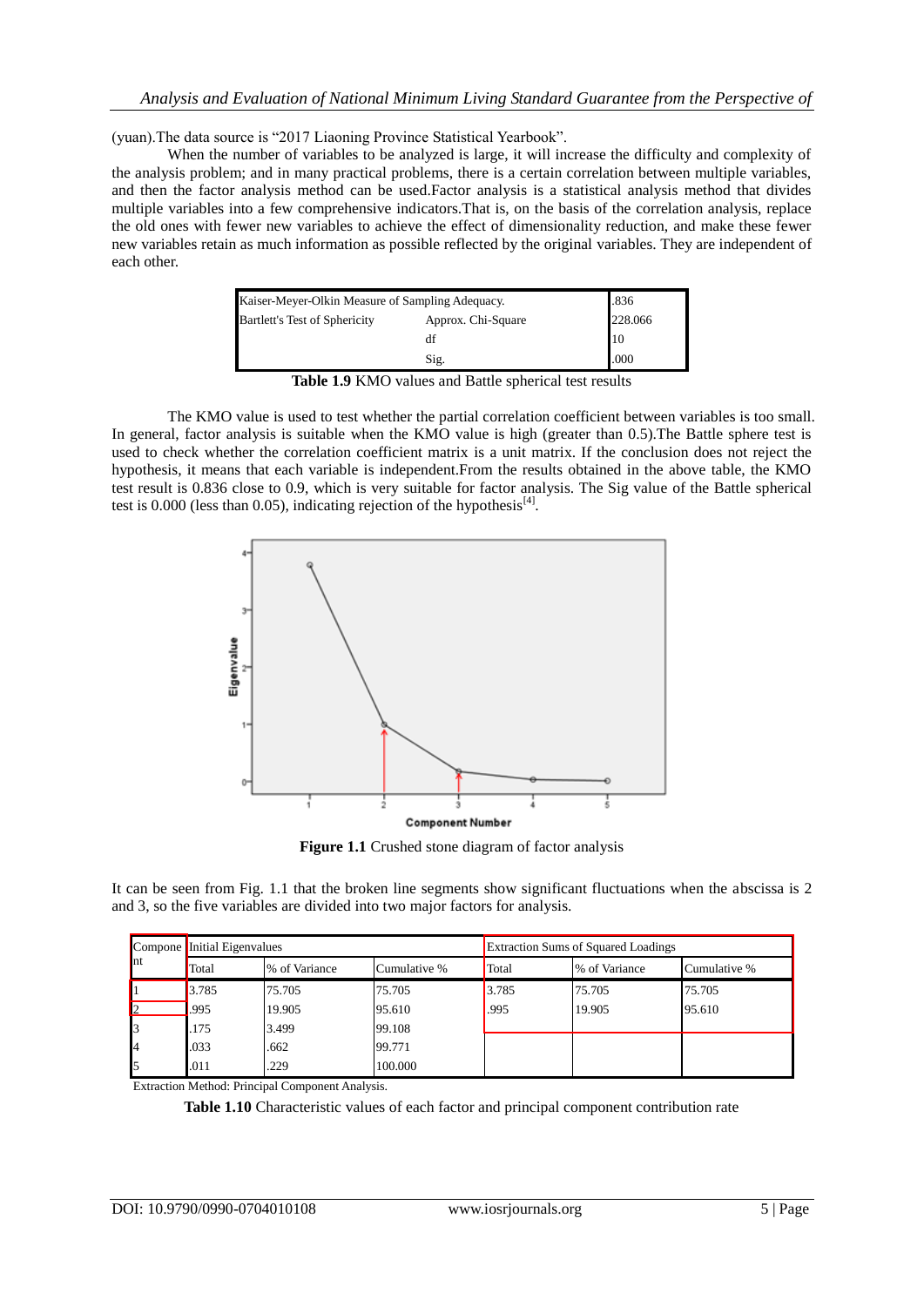(yuan).The data source is "2017 Liaoning Province Statistical Yearbook".

When the number of variables to be analyzed is large, it will increase the difficulty and complexity of the analysis problem; and in many practical problems, there is a certain correlation between multiple variables, and then the factor analysis method can be used.Factor analysis is a statistical analysis method that divides multiple variables into a few comprehensive indicators.That is, on the basis of the correlation analysis, replace the old ones with fewer new variables to achieve the effect of dimensionality reduction, and make these fewer new variables retain as much information as possible reflected by the original variables. They are independent of each other.

| Kaiser-Meyer-Olkin Measure of Sampling Adequacy. | | .836 |
|---|---|---|
| Bartlett's Test of Sphericity | Approx. Chi-Square | 228.066 |
| | df | 10 |
| | Sig. | .000 |

**Table 1.9** KMO values and Battle spherical test results

The KMO value is used to test whether the partial correlation coefficient between variables is too small. In general, factor analysis is suitable when the KMO value is high (greater than 0.5).The Battle sphere test is used to check whether the correlation coefficient matrix is a unit matrix. If the conclusion does not reject the hypothesis, it means that each variable is independent.From the results obtained in the above table, the KMO test result is 0.836 close to 0.9, which is very suitable for factor analysis. The Sig value of the Battle spherical test is 0.000 (less than 0.05), indicating rejection of the hypothesis[4].

**Figure 1.1** Crushed stone diagram of factor analysis

It can be seen from Fig. 1.1 that the broken line segments show significant fluctuations when the abscissa is 2 and 3, so the five variables are divided into two major factors for analysis.

| Component | Initial Eigenvalues | | | Extraction Sums of Squared Loadings | | |
|---|---|---|---|---|---|---|
| | Total | % of Variance | Cumulative % | Total | % of Variance | Cumulative % |
| 1 | 3.785 | 75.705 | 75.705 | 3.785 | 75.705 | 75.705 |
| 2 | .995 | 19.905 | 95.610 | .995 | 19.905 | 95.610 |
| 3 | .175 | 3.499 | 99.108 | | | |
| 4 | .033 | .662 | 99.771 | | | |
| 5 | .011 | .229 | 100.000 | | | |

Extraction Method: Principal Component Analysis.

**Table 1.10** Characteristic values of each factor and principal component contribution rate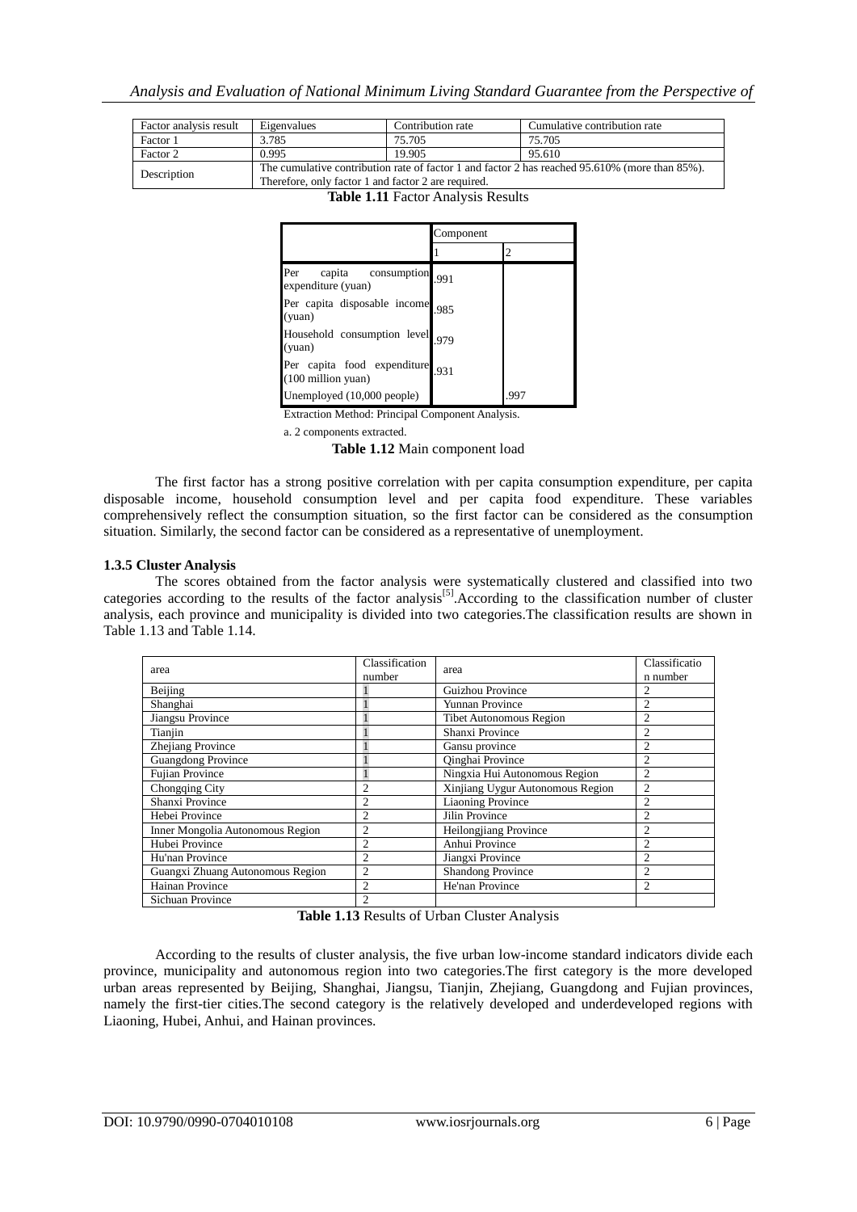| Factor analysis result | Eigenvalues | Contribution rate | Cumulative contribution rate |
|---|---|---|---|
| Factor 1 | 3.785 | 75.705 | 75.705 |
| Factor 2 | 0.995 | 19.905 | 95.610 |
| Description | The cumulative contribution rate of factor 1 and factor 2 has reached 95.610% (more than 85%). Therefore, only factor 1 and factor 2 are required. | | |

**Table 1.11** Factor Analysis Results

| | Component | |
|---|---|---|
| | 1 | 2 |
| Per capita consumption expenditure (yuan) | .991 | |
| Per capita disposable income (yuan) | .985 | |
| Household consumption level (yuan) | .979 | |
| Per capita food expenditure (100 million yuan) | .931 | |
| Unemployed (10,000 people) | | .997 |

Extraction Method: Principal Component Analysis.

a. 2 components extracted.

**Table 1.12** Main component load

The first factor has a strong positive correlation with per capita consumption expenditure, per capita disposable income, household consumption level and per capita food expenditure. These variables comprehensively reflect the consumption situation, so the first factor can be considered as the consumption situation. Similarly, the second factor can be considered as a representative of unemployment.

### 1.3.5 Cluster Analysis

The scores obtained from the factor analysis were systematically clustered and classified into two categories according to the results of the factor analysis[5].According to the classification number of cluster analysis, each province and municipality is divided into two categories.The classification results are shown in Table 1.13 and Table 1.14.

| area | Classification number | area | Classification number |
|---|---|---|---|
| Beijing | 1 | Guizhou Province | 2 |
| Shanghai | 1 | Yunnan Province | 2 |
| Jiangsu Province | 1 | Tibet Autonomous Region | 2 |
| Tianjin | 1 | Shanxi Province | 2 |
| Zhejiang Province | 1 | Gansu province | 2 |
| Guangdong Province | 1 | Qinghai Province | 2 |
| Fujian Province | 1 | Ningxia Hui Autonomous Region | 2 |
| Chongqing City | 2 | Xinjiang Uygur Autonomous Region | 2 |
| Shanxi Province | 2 | Liaoning Province | 2 |
| Hebei Province | 2 | Jilin Province | 2 |
| Inner Mongolia Autonomous Region | 2 | Heilongjiang Province | 2 |
| Hubei Province | 2 | Anhui Province | 2 |
| Hu'nan Province | 2 | Jiangxi Province | 2 |
| Guangxi Zhuang Autonomous Region | 2 | Shandong Province | 2 |
| Hainan Province | 2 | He'nan Province | 2 |
| Sichuan Province | 2 | | |

**Table 1.13** Results of Urban Cluster Analysis

According to the results of cluster analysis, the five urban low-income standard indicators divide each province, municipality and autonomous region into two categories.The first category is the more developed urban areas represented by Beijing, Shanghai, Jiangsu, Tianjin, Zhejiang, Guangdong and Fujian provinces, namely the first-tier cities.The second category is the relatively developed and underdeveloped regions with Liaoning, Hubei, Anhui, and Hainan provinces.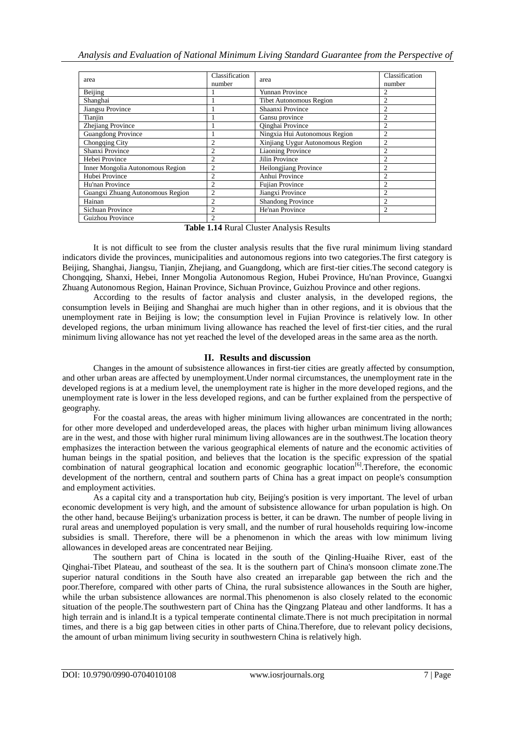| area | Classification number | area | Classification number |
|---|---|---|---|
| Beijing | 1 | Yunnan Province | 2 |
| Shanghai | 1 | Tibet Autonomous Region | 2 |
| Jiangsu Province | 1 | Shaanxi Province | 2 |
| Tianjin | 1 | Gansu province | 2 |
| Zhejiang Province | 1 | Qinghai Province | 2 |
| Guangdong Province | 1 | Ningxia Hui Autonomous Region | 2 |
| Chongqing City | 2 | Xinjiang Uygur Autonomous Region | 2 |
| Shanxi Province | 2 | Liaoning Province | 2 |
| Hebei Province | 2 | Jilin Province | 2 |
| Inner Mongolia Autonomous Region | 2 | Heilongjiang Province | 2 |
| Hubei Province | 2 | Anhui Province | 2 |
| Hu'nan Province | 2 | Fujian Province | 2 |
| Guangxi Zhuang Autonomous Region | 2 | Jiangxi Province | 2 |
| Hainan | 2 | Shandong Province | 2 |
| Sichuan Province | 2 | He'nan Province | 2 |
| Guizhou Province | 2 | | |

**Table 1.14** Rural Cluster Analysis Results

It is not difficult to see from the cluster analysis results that the five rural minimum living standard indicators divide the provinces, municipalities and autonomous regions into two categories.The first category is Beijing, Shanghai, Jiangsu, Tianjin, Zhejiang, and Guangdong, which are first-tier cities.The second category is Chongqing, Shanxi, Hebei, Inner Mongolia Autonomous Region, Hubei Province, Hu'nan Province, Guangxi Zhuang Autonomous Region, Hainan Province, Sichuan Province, Guizhou Province and other regions.

According to the results of factor analysis and cluster analysis, in the developed regions, the consumption levels in Beijing and Shanghai are much higher than in other regions, and it is obvious that the unemployment rate in Beijing is low; the consumption level in Fujian Province is relatively low. In other developed regions, the urban minimum living allowance has reached the level of first-tier cities, and the rural minimum living allowance has not yet reached the level of the developed areas in the same area as the north.

## II. Results and discussion

Changes in the amount of subsistence allowances in first-tier cities are greatly affected by consumption, and other urban areas are affected by unemployment.Under normal circumstances, the unemployment rate in the developed regions is at a medium level, the unemployment rate is higher in the more developed regions, and the unemployment rate is lower in the less developed regions, and can be further explained from the perspective of geography.

For the coastal areas, the areas with higher minimum living allowances are concentrated in the north; for other more developed and underdeveloped areas, the places with higher urban minimum living allowances are in the west, and those with higher rural minimum living allowances are in the southwest.The location theory emphasizes the interaction between the various geographical elements of nature and the economic activities of human beings in the spatial position, and believes that the location is the specific expression of the spatial combination of natural geographical location and economic geographic location[6].Therefore, the economic development of the northern, central and southern parts of China has a great impact on people's consumption and employment activities.

As a capital city and a transportation hub city, Beijing's position is very important. The level of urban economic development is very high, and the amount of subsistence allowance for urban population is high. On the other hand, because Beijing's urbanization process is better, it can be drawn. The number of people living in rural areas and unemployed population is very small, and the number of rural households requiring low-income subsidies is small. Therefore, there will be a phenomenon in which the areas with low minimum living allowances in developed areas are concentrated near Beijing.

The southern part of China is located in the south of the Qinling-Huaihe River, east of the Qinghai-Tibet Plateau, and southeast of the sea. It is the southern part of China's monsoon climate zone.The superior natural conditions in the South have also created an irreparable gap between the rich and the poor.Therefore, compared with other parts of China, the rural subsistence allowances in the South are higher, while the urban subsistence allowances are normal.This phenomenon is also closely related to the economic situation of the people.The southwestern part of China has the Qingzang Plateau and other landforms. It has a high terrain and is inland.It is a typical temperate continental climate.There is not much precipitation in normal times, and there is a big gap between cities in other parts of China.Therefore, due to relevant policy decisions, the amount of urban minimum living security in southwestern China is relatively high.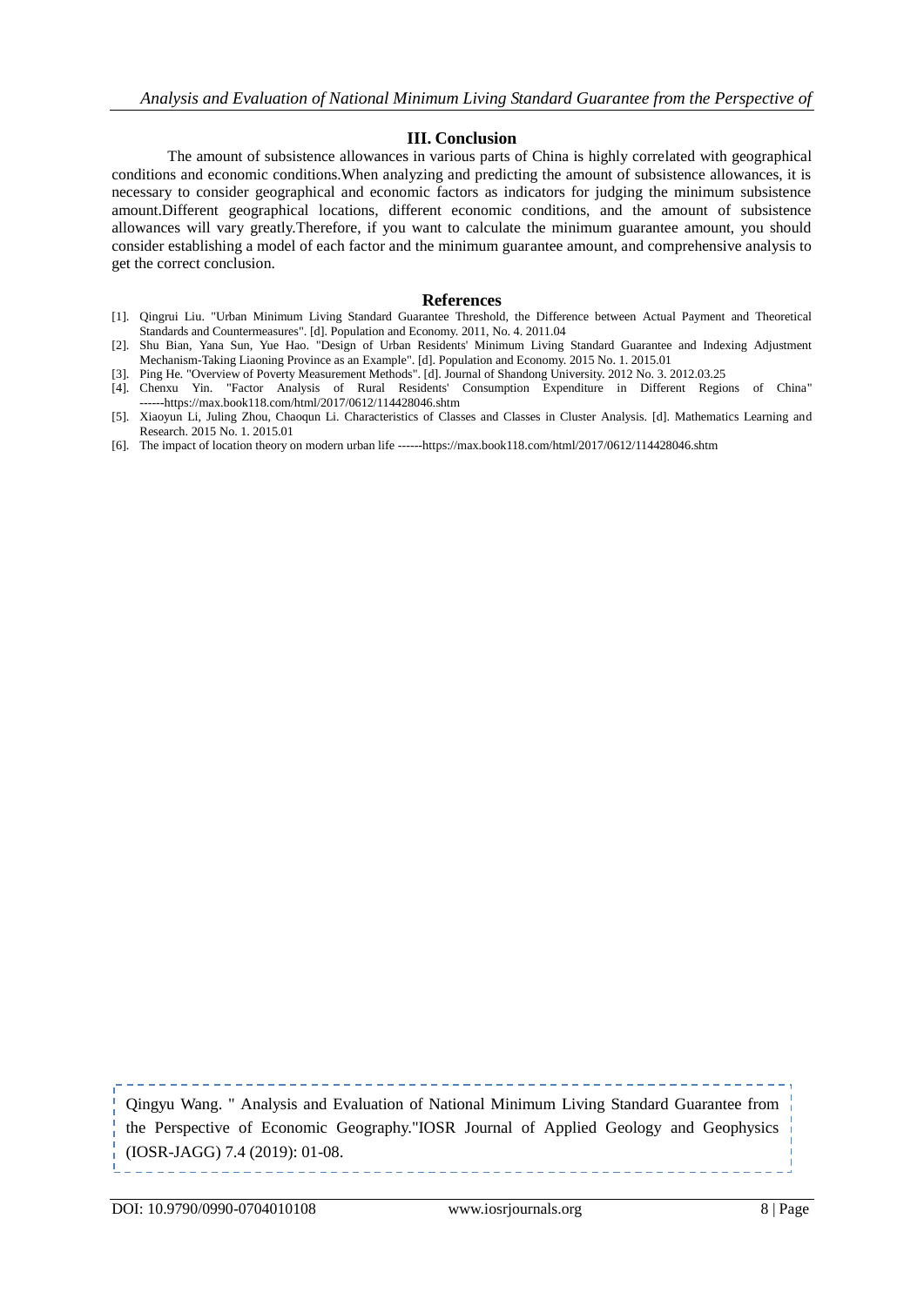## III. Conclusion

The amount of subsistence allowances in various parts of China is highly correlated with geographical conditions and economic conditions.When analyzing and predicting the amount of subsistence allowances, it is necessary to consider geographical and economic factors as indicators for judging the minimum subsistence amount.Different geographical locations, different economic conditions, and the amount of subsistence allowances will vary greatly.Therefore, if you want to calculate the minimum guarantee amount, you should consider establishing a model of each factor and the minimum guarantee amount, and comprehensive analysis to get the correct conclusion.

## References

[1]. Qingrui Liu. "Urban Minimum Living Standard Guarantee Threshold, the Difference between Actual Payment and Theoretical Standards and Countermeasures". [d]. Population and Economy. 2011, No. 4. 2011.04

[2]. Shu Bian, Yana Sun, Yue Hao. "Design of Urban Residents' Minimum Living Standard Guarantee and Indexing Adjustment Mechanism-Taking Liaoning Province as an Example". [d]. Population and Economy. 2015 No. 1. 2015.01

[3]. Ping He. "Overview of Poverty Measurement Methods". [d]. Journal of Shandong University. 2012 No. 3. 2012.03.25

[4]. Chenxu Yin. "Factor Analysis of Rural Residents' Consumption Expenditure in Different Regions of China" ------https://max.book118.com/html/2017/0612/114428046.shtm

[5]. Xiaoyun Li, Juling Zhou, Chaoqun Li. Characteristics of Classes and Classes in Cluster Analysis. [d]. Mathematics Learning and Research. 2015 No. 1. 2015.01

[6]. The impact of location theory on modern urban life ------https://max.book118.com/html/2017/0612/114428046.shtm

Qingyu Wang. " Analysis and Evaluation of National Minimum Living Standard Guarantee from the Perspective of Economic Geography."IOSR Journal of Applied Geology and Geophysics (IOSR-JAGG) 7.4 (2019): 01-08.